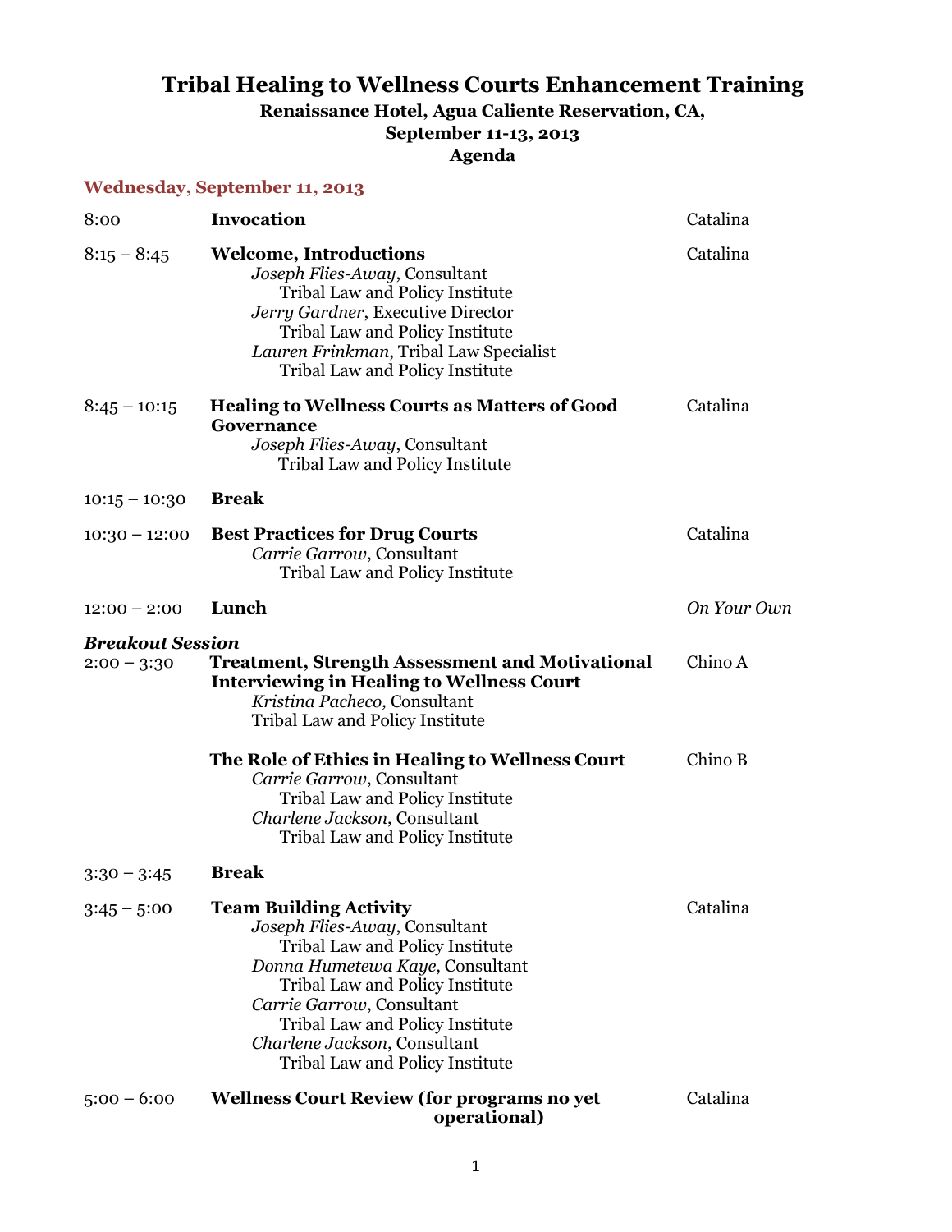# Tribal Healing to Wellness Courts Enhancement Training

**Renaissance Hotel, Agua Caliente Reservation, CA,**

**September 11-13, 2013**

**Agenda**

## Wednesday, September 11, 2013

| Time | Session | Location |
|---|---|---|
| 8:00 | **Invocation** | Catalina |
| 8:15 – 8:45 | **Welcome, Introductions**<br>*Joseph Flies-Away*, Consultant<br>Tribal Law and Policy Institute<br>*Jerry Gardner*, Executive Director<br>Tribal Law and Policy Institute<br>*Lauren Frinkman*, Tribal Law Specialist<br>Tribal Law and Policy Institute | Catalina |
| 8:45 – 10:15 | **Healing to Wellness Courts as Matters of Good Governance**<br>*Joseph Flies-Away*, Consultant<br>Tribal Law and Policy Institute | Catalina |
| 10:15 – 10:30 | **Break** | |
| 10:30 – 12:00 | **Best Practices for Drug Courts**<br>*Carrie Garrow*, Consultant<br>Tribal Law and Policy Institute | Catalina |
| 12:00 – 2:00 | **Lunch** | *On Your Own* |
| ***Breakout Session*** | | |
| 2:00 – 3:30 | **Treatment, Strength Assessment and Motivational Interviewing in Healing to Wellness Court**<br>*Kristina Pacheco,* Consultant<br>Tribal Law and Policy Institute | Chino A |
| | **The Role of Ethics in Healing to Wellness Court**<br>*Carrie Garrow*, Consultant<br>Tribal Law and Policy Institute<br>*Charlene Jackson*, Consultant<br>Tribal Law and Policy Institute | Chino B |
| 3:30 – 3:45 | **Break** | |
| 3:45 – 5:00 | **Team Building Activity**<br>*Joseph Flies-Away*, Consultant<br>Tribal Law and Policy Institute<br>*Donna Humetewa Kaye*, Consultant<br>Tribal Law and Policy Institute<br>*Carrie Garrow*, Consultant<br>Tribal Law and Policy Institute<br>*Charlene Jackson*, Consultant<br>Tribal Law and Policy Institute | Catalina |
| 5:00 – 6:00 | **Wellness Court Review (for programs no yet operational)** | Catalina |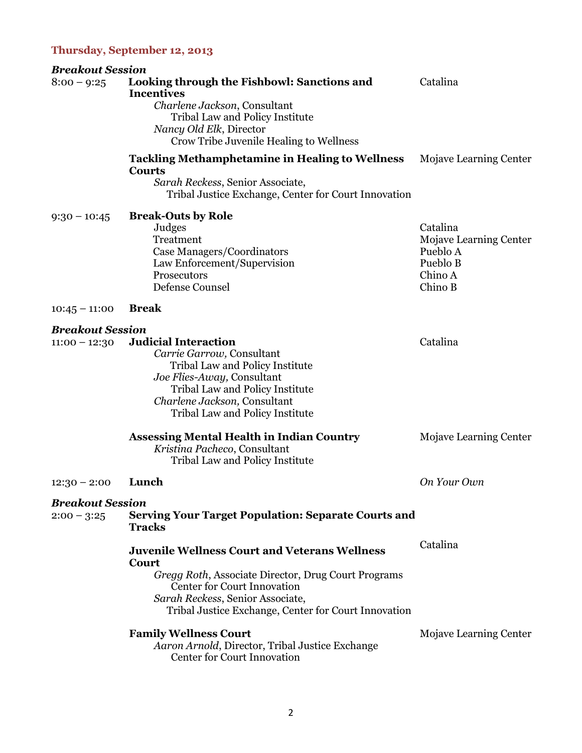## Thursday, September 12, 2013

***Breakout Session***

**8:00 – 9:25** **Looking through the Fishbowl: Sanctions and Incentives** — Catalina

*Charlene Jackson*, Consultant
Tribal Law and Policy Institute
*Nancy Old Elk*, Director
Crow Tribe Juvenile Healing to Wellness

**Tackling Methamphetamine in Healing to Wellness Courts** — Mojave Learning Center

*Sarah Reckess*, Senior Associate,
Tribal Justice Exchange, Center for Court Innovation

**9:30 – 10:45** **Break-Outs by Role**

| Role | Location |
| --- | --- |
| Judges | Catalina |
| Treatment | Mojave Learning Center |
| Case Managers/Coordinators | Pueblo A |
| Law Enforcement/Supervision | Pueblo B |
| Prosecutors | Chino A |
| Defense Counsel | Chino B |

**10:45 – 11:00** **Break**

***Breakout Session***

**11:00 – 12:30** **Judicial Interaction** — Catalina

*Carrie Garrow,* Consultant
Tribal Law and Policy Institute
*Joe Flies-Away,* Consultant
Tribal Law and Policy Institute
*Charlene Jackson,* Consultant
Tribal Law and Policy Institute

**Assessing Mental Health in Indian Country** — Mojave Learning Center

*Kristina Pacheco*, Consultant
Tribal Law and Policy Institute

**12:30 – 2:00** **Lunch** — *On Your Own*

***Breakout Session***

**2:00 – 3:25** **Serving Your Target Population: Separate Courts and Tracks**

**Juvenile Wellness Court and Veterans Wellness Court** — Catalina

*Gregg Roth*, Associate Director, Drug Court Programs
Center for Court Innovation
*Sarah Reckess*, Senior Associate,
Tribal Justice Exchange, Center for Court Innovation

**Family Wellness Court** — Mojave Learning Center

*Aaron Arnold*, Director, Tribal Justice Exchange
Center for Court Innovation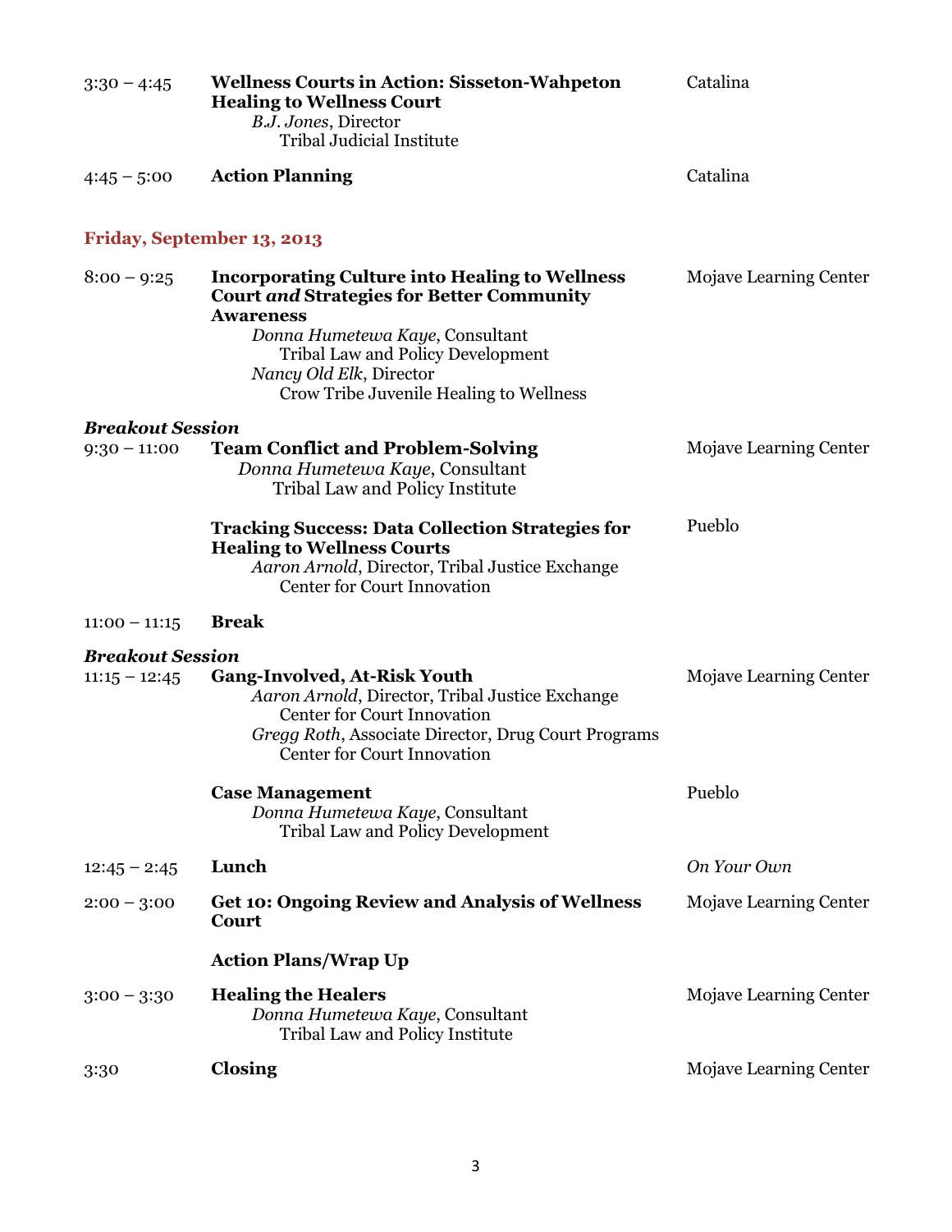| | | |
|---|---|---|
| 3:30 – 4:45 | **Wellness Courts in Action: Sisseton-Wahpeton Healing to Wellness Court**<br>*B.J. Jones*, Director<br>Tribal Judicial Institute | Catalina |
| 4:45 – 5:00 | **Action Planning** | Catalina |

## Friday, September 13, 2013

| | | |
|---|---|---|
| 8:00 – 9:25 | **Incorporating Culture into Healing to Wellness Court *and* Strategies for Better Community Awareness**<br>*Donna Humetewa Kaye*, Consultant<br>Tribal Law and Policy Development<br>*Nancy Old Elk*, Director<br>Crow Tribe Juvenile Healing to Wellness | Mojave Learning Center |
| ***Breakout Session*** | | |
| 9:30 – 11:00 | **Team Conflict and Problem-Solving**<br>*Donna Humetewa Kaye*, Consultant<br>Tribal Law and Policy Institute | Mojave Learning Center |
| | **Tracking Success: Data Collection Strategies for Healing to Wellness Courts**<br>*Aaron Arnold*, Director, Tribal Justice Exchange<br>Center for Court Innovation | Pueblo |
| 11:00 – 11:15 | **Break** | |
| ***Breakout Session*** | | |
| 11:15 – 12:45 | **Gang-Involved, At-Risk Youth**<br>*Aaron Arnold*, Director, Tribal Justice Exchange<br>Center for Court Innovation<br>*Gregg Roth*, Associate Director, Drug Court Programs<br>Center for Court Innovation | Mojave Learning Center |
| | **Case Management**<br>*Donna Humetewa Kaye*, Consultant<br>Tribal Law and Policy Development | Pueblo |
| 12:45 – 2:45 | **Lunch** | *On Your Own* |
| 2:00 – 3:00 | **Get 10: Ongoing Review and Analysis of Wellness Court** | Mojave Learning Center |
| | **Action Plans/Wrap Up** | |
| 3:00 – 3:30 | **Healing the Healers**<br>*Donna Humetewa Kaye*, Consultant<br>Tribal Law and Policy Institute | Mojave Learning Center |
| 3:30 | **Closing** | Mojave Learning Center |